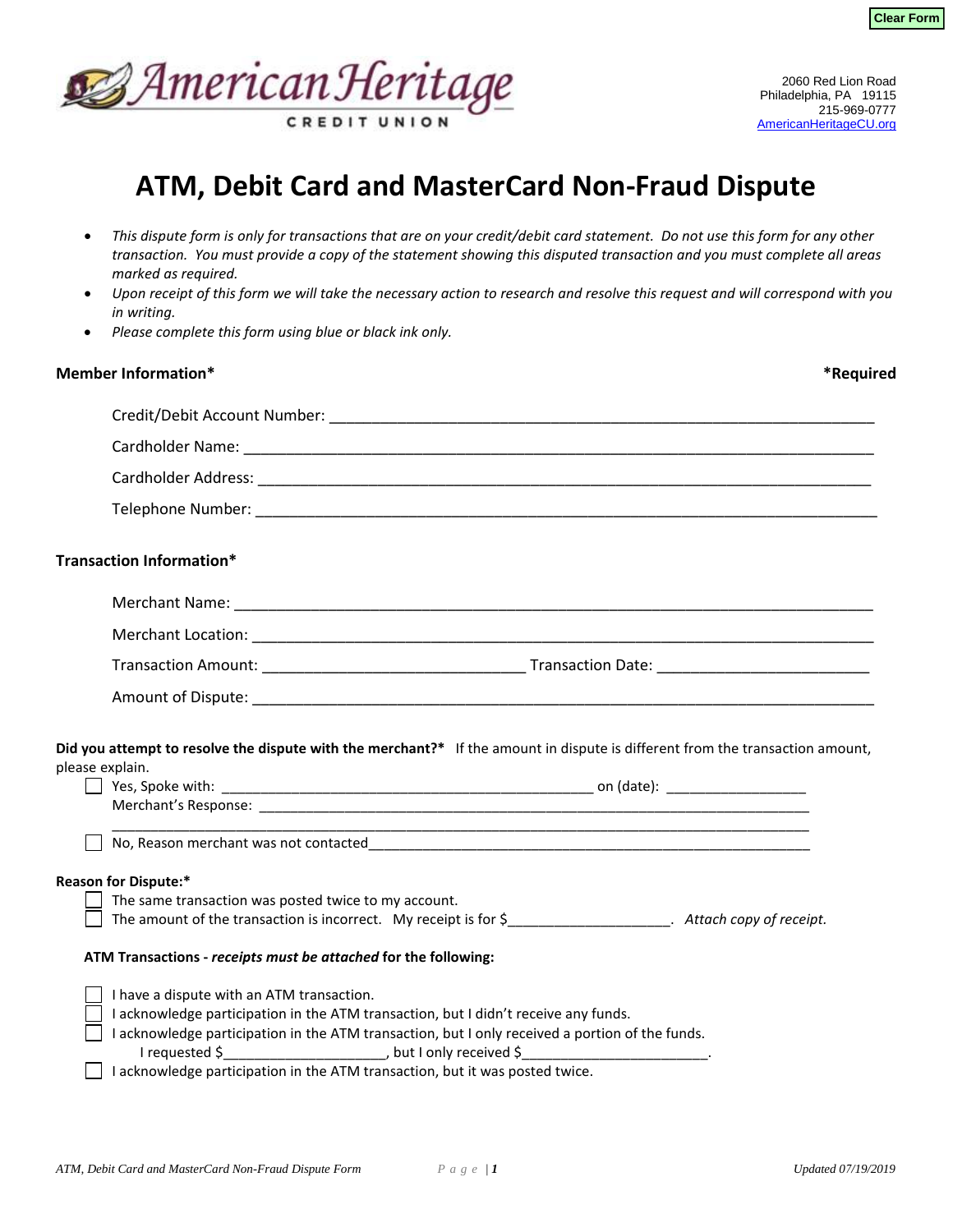Clear Form

American Heritage CREDIT UNION

2060 Red Lion Road
Philadelphia, PA 19115
215-969-0777
AmericanHeritageCU.org

# ATM, Debit Card and MasterCard Non-Fraud Dispute

- *This dispute form is only for transactions that are on your credit/debit card statement. Do not use this form for any other transaction. You must provide a copy of the statement showing this disputed transaction and you must complete all areas marked as required.*
- *Upon receipt of this form we will take the necessary action to research and resolve this request and will correspond with you in writing.*
- *Please complete this form using blue or black ink only.*

**Member Information*** **\*Required**

Credit/Debit Account Number: ______________________________________________

Cardholder Name: ______________________________________________

Cardholder Address: ______________________________________________

Telephone Number: ______________________________________________

**Transaction Information***

Merchant Name: ______________________________________________

Merchant Location: ______________________________________________

Transaction Amount: ____________________ Transaction Date: ____________________

Amount of Dispute: ______________________________________________

**Did you attempt to resolve the dispute with the merchant?*** If the amount in dispute is different from the transaction amount, please explain.

☐ Yes, Spoke with: ______________________________ on (date): ______________
Merchant's Response: ______________________________________________
______________________________________________

☐ No, Reason merchant was not contacted______________________________________

**Reason for Dispute:***

☐ The same transaction was posted twice to my account.
☐ The amount of the transaction is incorrect. My receipt is for $____________________. *Attach copy of receipt.*

**ATM Transactions - *receipts must be attached* for the following:**

☐ I have a dispute with an ATM transaction.
☐ I acknowledge participation in the ATM transaction, but I didn't receive any funds.
☐ I acknowledge participation in the ATM transaction, but I only received a portion of the funds.
I requested $____________________, but I only received $____________________.
☐ I acknowledge participation in the ATM transaction, but it was posted twice.

*ATM, Debit Card and MasterCard Non-Fraud Dispute Form* *Updated 07/19/2019*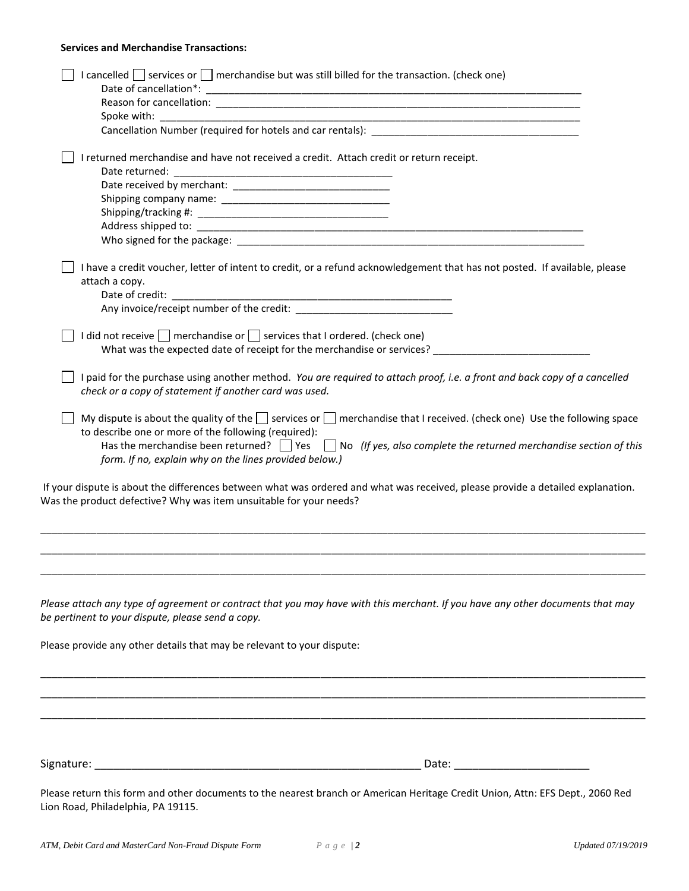**Services and Merchandise Transactions:**

☐ I cancelled ☐ services or ☐ merchandise but was still billed for the transaction. (check one)

Date of cancellation*: ____________________

Reason for cancellation: ____________________

Spoke with: ____________________

Cancellation Number (required for hotels and car rentals): ____________________

☐ I returned merchandise and have not received a credit. Attach credit or return receipt.

Date returned: ____________________

Date received by merchant: ____________________

Shipping company name: ____________________

Shipping/tracking #: ____________________

Address shipped to: ____________________

Who signed for the package: ____________________

☐ I have a credit voucher, letter of intent to credit, or a refund acknowledgement that has not posted. If available, please attach a copy.

Date of credit: ____________________

Any invoice/receipt number of the credit: ____________________

☐ I did not receive ☐ merchandise or ☐ services that I ordered. (check one)

What was the expected date of receipt for the merchandise or services? ____________________

☐ I paid for the purchase using another method. *You are required to attach proof, i.e. a front and back copy of a cancelled check or a copy of statement if another card was used.*

☐ My dispute is about the quality of the ☐ services or ☐ merchandise that I received. (check one) Use the following space to describe one or more of the following (required):

Has the merchandise been returned? ☐ Yes ☐ No *(If yes, also complete the returned merchandise section of this form. If no, explain why on the lines provided below.)*

If your dispute is about the differences between what was ordered and what was received, please provide a detailed explanation. Was the product defective? Why was item unsuitable for your needs?

____________________________________________________________

____________________________________________________________

____________________________________________________________

*Please attach any type of agreement or contract that you may have with this merchant. If you have any other documents that may be pertinent to your dispute, please send a copy.*

Please provide any other details that may be relevant to your dispute:

____________________________________________________________

____________________________________________________________

____________________________________________________________

Signature: ______________________________ Date: ____________________

Please return this form and other documents to the nearest branch or American Heritage Credit Union, Attn: EFS Dept., 2060 Red Lion Road, Philadelphia, PA 19115.